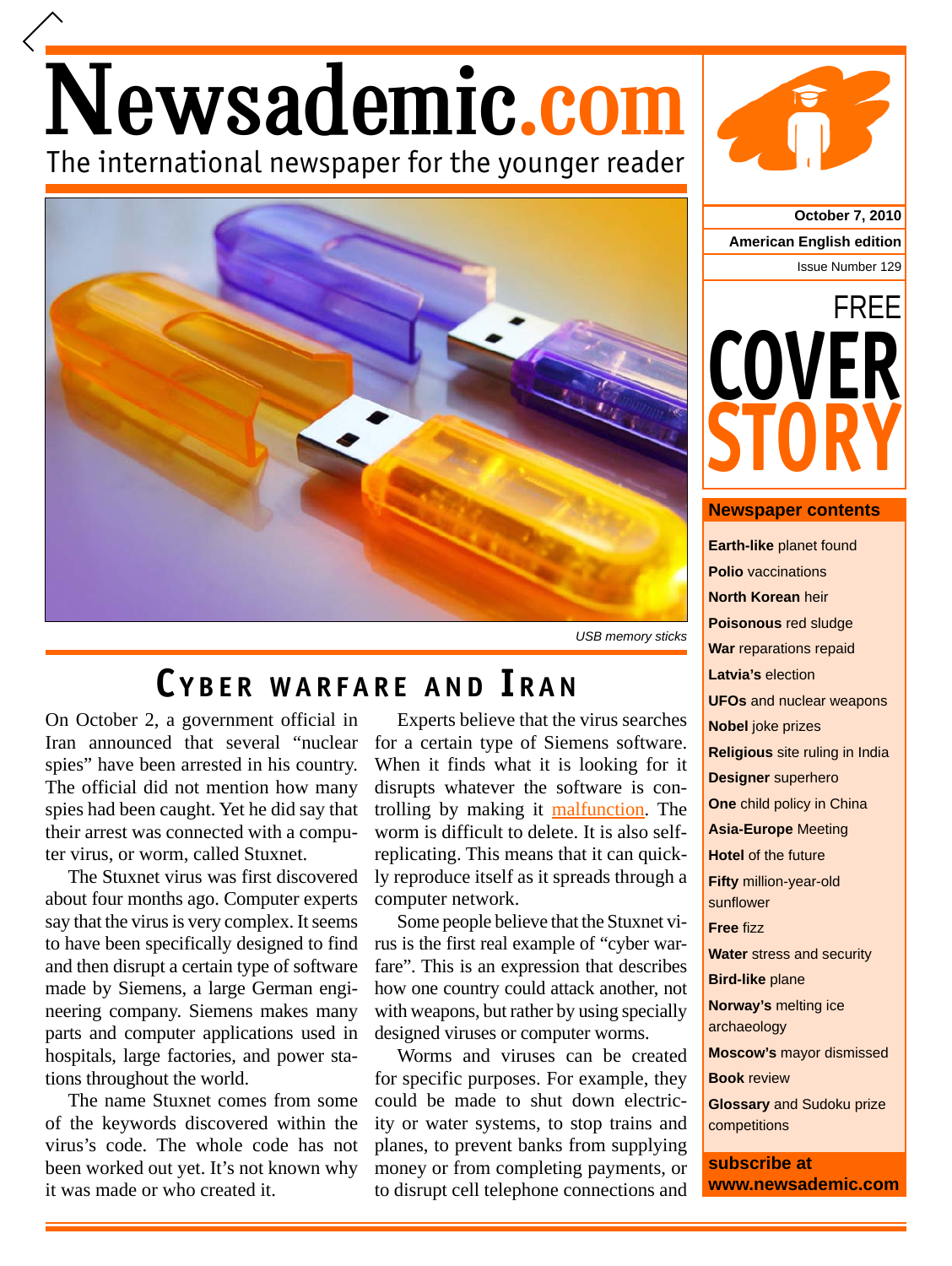# Newsademic.com

The international newspaper for the younger reader

October 7, 2010

American English edition

Issue Number 129

FREE COVER STORY

USB memory sticks

## Cyber warfare and Iran

On October 2, a government official in Iran announced that several "nuclear spies" have been arrested in his country. The official did not mention how many spies had been caught. Yet he did say that their arrest was connected with a computer virus, or worm, called Stuxnet.

The Stuxnet virus was first discovered about four months ago. Computer experts say that the virus is very complex. It seems to have been specifically designed to find and then disrupt a certain type of software made by Siemens, a large German engineering company. Siemens makes many parts and computer applications used in hospitals, large factories, and power stations throughout the world.

The name Stuxnet comes from some of the keywords discovered within the virus's code. The whole code has not been worked out yet. It's not known why it was made or who created it.

Experts believe that the virus searches for a certain type of Siemens software. When it finds what it is looking for it disrupts whatever the software is controlling by making it malfunction. The worm is difficult to delete. It is also self-replicating. This means that it can quickly reproduce itself as it spreads through a computer network.

Some people believe that the Stuxnet virus is the first real example of "cyber warfare". This is an expression that describes how one country could attack another, not with weapons, but rather by using specially designed viruses or computer worms.

Worms and viruses can be created for specific purposes. For example, they could be made to shut down electricity or water systems, to stop trains and planes, to prevent banks from supplying money or from completing payments, or to disrupt cell telephone connections and

### Newspaper contents

- **Earth-like** planet found
- **Polio** vaccinations
- **North Korean** heir
- **Poisonous** red sludge
- **War** reparations repaid
- **Latvia's** election
- **UFOs** and nuclear weapons
- **Nobel** joke prizes
- **Religious** site ruling in India
- **Designer** superhero
- **One** child policy in China
- **Asia-Europe** Meeting
- **Hotel** of the future
- **Fifty** million-year-old sunflower
- **Free** fizz
- **Water** stress and security
- **Bird-like** plane
- **Norway's** melting ice archaeology
- **Moscow's** mayor dismissed
- **Book** review
- **Glossary** and Sudoku prize competitions

**subscribe at www.newsademic.com**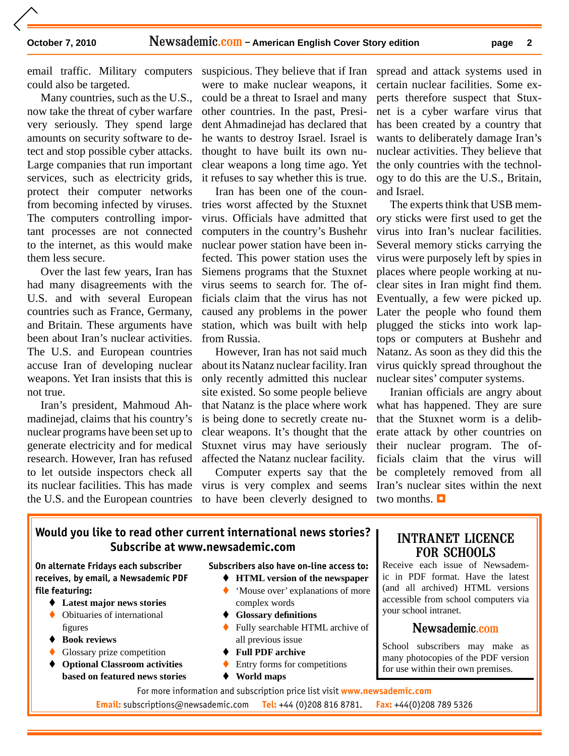email traffic. Military computers could also be targeted.

Many countries, such as the U.S., now take the threat of cyber warfare very seriously. They spend large amounts on security software to detect and stop possible cyber attacks. Large companies that run important services, such as electricity grids, protect their computer networks from becoming infected by viruses. The computers controlling important processes are not connected to the internet, as this would make them less secure.

Over the last few years, Iran has had many disagreements with the U.S. and with several European countries such as France, Germany, and Britain. These arguments have been about Iran's nuclear activities. The U.S. and European countries accuse Iran of developing nuclear weapons. Yet Iran insists that this is not true.

Iran's president, Mahmoud Ahmadinejad, claims that his country's nuclear programs have been set up to generate electricity and for medical research. However, Iran has refused to let outside inspectors check all its nuclear facilities. This has made the U.S. and the European countries suspicious. They believe that if Iran were to make nuclear weapons, it could be a threat to Israel and many other countries. In the past, President Ahmadinejad has declared that he wants to destroy Israel. Israel is thought to have built its own nuclear weapons a long time ago. Yet it refuses to say whether this is true.

Iran has been one of the countries worst affected by the Stuxnet virus. Officials have admitted that computers in the country's Bushehr nuclear power station have been infected. This power station uses the Siemens programs that the Stuxnet virus seems to search for. The officials claim that the virus has not caused any problems in the power station, which was built with help from Russia.

However, Iran has not said much about its Natanz nuclear facility. Iran only recently admitted this nuclear site existed. So some people believe that Natanz is the place where work is being done to secretly create nuclear weapons. It's thought that the Stuxnet virus may have seriously affected the Natanz nuclear facility.

Computer experts say that the virus is very complex and seems to have been cleverly designed to spread and attack systems used in certain nuclear facilities. Some experts therefore suspect that Stuxnet is a cyber warfare virus that has been created by a country that wants to deliberately damage Iran's nuclear activities. They believe that the only countries with the technology to do this are the U.S., Britain, and Israel.

The experts think that USB memory sticks were first used to get the virus into Iran's nuclear facilities. Several memory sticks carrying the virus were purposely left by spies in places where people working at nuclear sites in Iran might find them. Eventually, a few were picked up. Later the people who found them plugged the sticks into work laptops or computers at Bushehr and Natanz. As soon as they did this the virus quickly spread throughout the nuclear sites' computer systems.

Iranian officials are angry about what has happened. They are sure that the Stuxnet worm is a deliberate attack by other countries on their nuclear program. The officials claim that the virus will be completely removed from all Iran's nuclear sites within the next two months.

---

**Would you like to read other current international news stories?**
**Subscribe at www.newsademic.com**

**On alternate Fridays each subscriber receives, by email, a Newsademic PDF file featuring:**

- **Latest major news stories**
- Obituaries of international figures
- **Book reviews**
- Glossary prize competition
- **Optional Classroom activities based on featured news stories**

**Subscribers also have on-line access to:**

- **HTML version of the newspaper**
- 'Mouse over' explanations of more complex words
- **Glossary definitions**
- Fully searchable HTML archive of all previous issue
- **Full PDF archive**
- Entry forms for competitions
- **World maps**

**INTRANET LICENCE FOR SCHOOLS**

Receive each issue of Newsademic in PDF format. Have the latest (and all archived) HTML versions accessible from school computers via your school intranet.

**Newsademic.com**

School subscribers may make as many photocopies of the PDF version for use within their own premises.

For more information and subscription price list visit www.newsademic.com

**Email:** subscriptions@newsademic.com **Tel:** +44 (0)208 816 8781. **Fax:** +44(0)208 789 5326